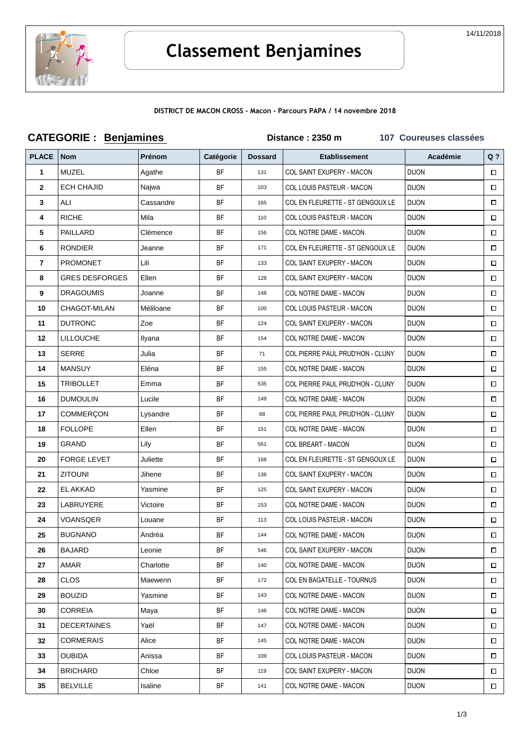# Classement Benjamines

14/11/2018

**DISTRICT DE MACON CROSS - Macon - Parcours PAPA / 14 novembre 2018**

**CATEGORIE : Benjamines** **Distance : 2350 m** **107 Coureuses classées**

| PLACE | Nom | Prénom | Catégorie | Dossard | Etablissement | Académie | Q ? |
|---|---|---|---|---|---|---|---|
| 1 | MUZEL | Agathe | BF | 131 | COL SAINT EXUPERY - MACON | DIJON | ☐ |
| 2 | ECH CHAJID | Najwa | BF | 103 | COL LOUIS PASTEUR - MACON | DIJON | ☐ |
| 3 | ALI | Cassandre | BF | 165 | COL EN FLEURETTE - ST GENGOUX LE | DIJON | ☐ |
| 4 | RICHE | Mila | BF | 110 | COL LOUIS PASTEUR - MACON | DIJON | ☐ |
| 5 | PAILLARD | Clémence | BF | 156 | COL NOTRE DAME - MACON | DIJON | ☐ |
| 6 | RONDIER | Jeanne | BF | 171 | COL EN FLEURETTE - ST GENGOUX LE | DIJON | ☐ |
| 7 | PROMONET | Lili | BF | 133 | COL SAINT EXUPERY - MACON | DIJON | ☐ |
| 8 | GRES DESFORGES | Ellen | BF | 128 | COL SAINT EXUPERY - MACON | DIJON | ☐ |
| 9 | DRAGOUMIS | Joanne | BF | 148 | COL NOTRE DAME - MACON | DIJON | ☐ |
| 10 | CHAGOT-MILAN | Méliloane | BF | 100 | COL LOUIS PASTEUR - MACON | DIJON | ☐ |
| 11 | DUTRONC | Zoe | BF | 124 | COL SAINT EXUPERY - MACON | DIJON | ☐ |
| 12 | LILLOUCHE | Ilyana | BF | 154 | COL NOTRE DAME - MACON | DIJON | ☐ |
| 13 | SERRE | Julia | BF | 71 | COL PIERRE PAUL PRUD'HON - CLUNY | DIJON | ☐ |
| 14 | MANSUY | Eléna | BF | 155 | COL NOTRE DAME - MACON | DIJON | ☐ |
| 15 | TRIBOLLET | Emma | BF | 535 | COL PIERRE PAUL PRUD'HON - CLUNY | DIJON | ☐ |
| 16 | DUMOULIN | Lucile | BF | 149 | COL NOTRE DAME - MACON | DIJON | ☐ |
| 17 | COMMERÇON | Lysandre | BF | 68 | COL PIERRE PAUL PRUD'HON - CLUNY | DIJON | ☐ |
| 18 | FOLLOPE | Ellen | BF | 151 | COL NOTRE DAME - MACON | DIJON | ☐ |
| 19 | GRAND | Lily | BF | 561 | COL BREART - MACON | DIJON | ☐ |
| 20 | FORGE LEVET | Juliette | BF | 168 | COL EN FLEURETTE - ST GENGOUX LE | DIJON | ☐ |
| 21 | ZITOUNI | Jihene | BF | 136 | COL SAINT EXUPERY - MACON | DIJON | ☐ |
| 22 | EL AKKAD | Yasmine | BF | 125 | COL SAINT EXUPERY - MACON | DIJON | ☐ |
| 23 | LABRUYERE | Victoire | BF | 153 | COL NOTRE DAME - MACON | DIJON | ☐ |
| 24 | VOANSQER | Louane | BF | 113 | COL LOUIS PASTEUR - MACON | DIJON | ☐ |
| 25 | BUGNANO | Andréa | BF | 144 | COL NOTRE DAME - MACON | DIJON | ☐ |
| 26 | BAJARD | Leonie | BF | 546 | COL SAINT EXUPERY - MACON | DIJON | ☐ |
| 27 | AMAR | Charlotte | BF | 140 | COL NOTRE DAME - MACON | DIJON | ☐ |
| 28 | CLOS | Maewenn | BF | 172 | COL EN BAGATELLE - TOURNUS | DIJON | ☐ |
| 29 | BOUZID | Yasmine | BF | 143 | COL NOTRE DAME - MACON | DIJON | ☐ |
| 30 | CORREIA | Maya | BF | 146 | COL NOTRE DAME - MACON | DIJON | ☐ |
| 31 | DECERTAINES | Yaël | BF | 147 | COL NOTRE DAME - MACON | DIJON | ☐ |
| 32 | CORMERAIS | Alice | BF | 145 | COL NOTRE DAME - MACON | DIJON | ☐ |
| 33 | OUBIDA | Anissa | BF | 109 | COL LOUIS PASTEUR - MACON | DIJON | ☐ |
| 34 | BRICHARD | Chloe | BF | 119 | COL SAINT EXUPERY - MACON | DIJON | ☐ |
| 35 | BELVILLE | Isaline | BF | 141 | COL NOTRE DAME - MACON | DIJON | ☐ |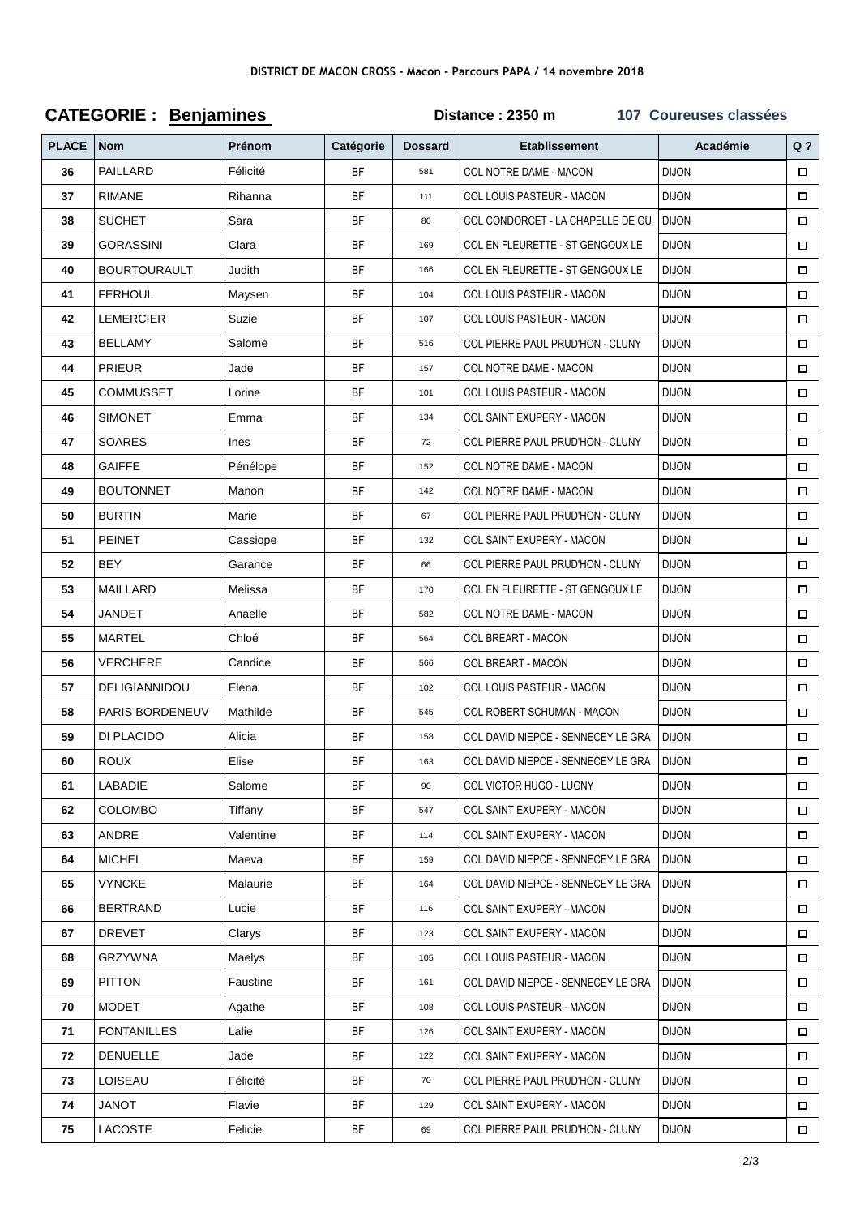DISTRICT DE MACON CROSS - Macon - Parcours PAPA / 14 novembre 2018

## CATEGORIE : Benjamines

**Distance : 2350 m** **107 Coureuses classées**

| PLACE | Nom | Prénom | Catégorie | Dossard | Etablissement | Académie | Q ? |
|---|---|---|---|---|---|---|---|
| 36 | PAILLARD | Félicité | BF | 581 | COL NOTRE DAME - MACON | DIJON | ☐ |
| 37 | RIMANE | Rihanna | BF | 111 | COL LOUIS PASTEUR - MACON | DIJON | ☐ |
| 38 | SUCHET | Sara | BF | 80 | COL CONDORCET - LA CHAPELLE DE GU | DIJON | ☐ |
| 39 | GORASSINI | Clara | BF | 169 | COL EN FLEURETTE - ST GENGOUX LE | DIJON | ☐ |
| 40 | BOURTOURAULT | Judith | BF | 166 | COL EN FLEURETTE - ST GENGOUX LE | DIJON | ☐ |
| 41 | FERHOUL | Maysen | BF | 104 | COL LOUIS PASTEUR - MACON | DIJON | ☐ |
| 42 | LEMERCIER | Suzie | BF | 107 | COL LOUIS PASTEUR - MACON | DIJON | ☐ |
| 43 | BELLAMY | Salome | BF | 516 | COL PIERRE PAUL PRUD'HON - CLUNY | DIJON | ☐ |
| 44 | PRIEUR | Jade | BF | 157 | COL NOTRE DAME - MACON | DIJON | ☐ |
| 45 | COMMUSSET | Lorine | BF | 101 | COL LOUIS PASTEUR - MACON | DIJON | ☐ |
| 46 | SIMONET | Emma | BF | 134 | COL SAINT EXUPERY - MACON | DIJON | ☐ |
| 47 | SOARES | Ines | BF | 72 | COL PIERRE PAUL PRUD'HON - CLUNY | DIJON | ☐ |
| 48 | GAIFFE | Pénélope | BF | 152 | COL NOTRE DAME - MACON | DIJON | ☐ |
| 49 | BOUTONNET | Manon | BF | 142 | COL NOTRE DAME - MACON | DIJON | ☐ |
| 50 | BURTIN | Marie | BF | 67 | COL PIERRE PAUL PRUD'HON - CLUNY | DIJON | ☐ |
| 51 | PEINET | Cassiope | BF | 132 | COL SAINT EXUPERY - MACON | DIJON | ☐ |
| 52 | BEY | Garance | BF | 66 | COL PIERRE PAUL PRUD'HON - CLUNY | DIJON | ☐ |
| 53 | MAILLARD | Melissa | BF | 170 | COL EN FLEURETTE - ST GENGOUX LE | DIJON | ☐ |
| 54 | JANDET | Anaelle | BF | 582 | COL NOTRE DAME - MACON | DIJON | ☐ |
| 55 | MARTEL | Chloé | BF | 564 | COL BREART - MACON | DIJON | ☐ |
| 56 | VERCHERE | Candice | BF | 566 | COL BREART - MACON | DIJON | ☐ |
| 57 | DELIGIANNIDOU | Elena | BF | 102 | COL LOUIS PASTEUR - MACON | DIJON | ☐ |
| 58 | PARIS BORDENEUV | Mathilde | BF | 545 | COL ROBERT SCHUMAN - MACON | DIJON | ☐ |
| 59 | DI PLACIDO | Alicia | BF | 158 | COL DAVID NIEPCE - SENNECEY LE GRA | DIJON | ☐ |
| 60 | ROUX | Elise | BF | 163 | COL DAVID NIEPCE - SENNECEY LE GRA | DIJON | ☐ |
| 61 | LABADIE | Salome | BF | 90 | COL VICTOR HUGO - LUGNY | DIJON | ☐ |
| 62 | COLOMBO | Tiffany | BF | 547 | COL SAINT EXUPERY - MACON | DIJON | ☐ |
| 63 | ANDRE | Valentine | BF | 114 | COL SAINT EXUPERY - MACON | DIJON | ☐ |
| 64 | MICHEL | Maeva | BF | 159 | COL DAVID NIEPCE - SENNECEY LE GRA | DIJON | ☐ |
| 65 | VYNCKE | Malaurie | BF | 164 | COL DAVID NIEPCE - SENNECEY LE GRA | DIJON | ☐ |
| 66 | BERTRAND | Lucie | BF | 116 | COL SAINT EXUPERY - MACON | DIJON | ☐ |
| 67 | DREVET | Clarys | BF | 123 | COL SAINT EXUPERY - MACON | DIJON | ☐ |
| 68 | GRZYWNA | Maelys | BF | 105 | COL LOUIS PASTEUR - MACON | DIJON | ☐ |
| 69 | PITTON | Faustine | BF | 161 | COL DAVID NIEPCE - SENNECEY LE GRA | DIJON | ☐ |
| 70 | MODET | Agathe | BF | 108 | COL LOUIS PASTEUR - MACON | DIJON | ☐ |
| 71 | FONTANILLES | Lalie | BF | 126 | COL SAINT EXUPERY - MACON | DIJON | ☐ |
| 72 | DENUELLE | Jade | BF | 122 | COL SAINT EXUPERY - MACON | DIJON | ☐ |
| 73 | LOISEAU | Félicité | BF | 70 | COL PIERRE PAUL PRUD'HON - CLUNY | DIJON | ☐ |
| 74 | JANOT | Flavie | BF | 129 | COL SAINT EXUPERY - MACON | DIJON | ☐ |
| 75 | LACOSTE | Felicie | BF | 69 | COL PIERRE PAUL PRUD'HON - CLUNY | DIJON | ☐ |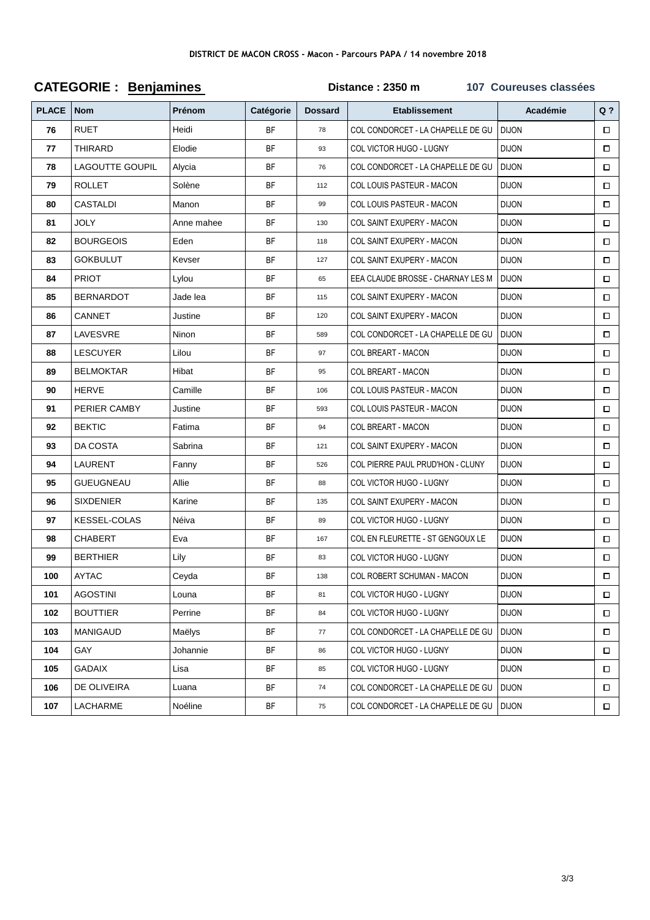DISTRICT DE MACON CROSS - Macon - Parcours PAPA / 14 novembre 2018

## CATEGORIE : Benjamines

**Distance : 2350 m** **107 Coureuses classées**

| PLACE | Nom | Prénom | Catégorie | Dossard | Etablissement | Académie | Q ? |
|---|---|---|---|---|---|---|---|
| 76 | RUET | Heidi | BF | 78 | COL CONDORCET - LA CHAPELLE DE GU | DIJON | ☐ |
| 77 | THIRARD | Elodie | BF | 93 | COL VICTOR HUGO - LUGNY | DIJON | ☐ |
| 78 | LAGOUTTE GOUPIL | Alycia | BF | 76 | COL CONDORCET - LA CHAPELLE DE GU | DIJON | ☐ |
| 79 | ROLLET | Solène | BF | 112 | COL LOUIS PASTEUR - MACON | DIJON | ☐ |
| 80 | CASTALDI | Manon | BF | 99 | COL LOUIS PASTEUR - MACON | DIJON | ☐ |
| 81 | JOLY | Anne mahee | BF | 130 | COL SAINT EXUPERY - MACON | DIJON | ☐ |
| 82 | BOURGEOIS | Eden | BF | 118 | COL SAINT EXUPERY - MACON | DIJON | ☐ |
| 83 | GOKBULUT | Kevser | BF | 127 | COL SAINT EXUPERY - MACON | DIJON | ☐ |
| 84 | PRIOT | Lylou | BF | 65 | EEA CLAUDE BROSSE - CHARNAY LES M | DIJON | ☐ |
| 85 | BERNARDOT | Jade lea | BF | 115 | COL SAINT EXUPERY - MACON | DIJON | ☐ |
| 86 | CANNET | Justine | BF | 120 | COL SAINT EXUPERY - MACON | DIJON | ☐ |
| 87 | LAVESVRE | Ninon | BF | 589 | COL CONDORCET - LA CHAPELLE DE GU | DIJON | ☐ |
| 88 | LESCUYER | Lilou | BF | 97 | COL BREART - MACON | DIJON | ☐ |
| 89 | BELMOKTAR | Hibat | BF | 95 | COL BREART - MACON | DIJON | ☐ |
| 90 | HERVE | Camille | BF | 106 | COL LOUIS PASTEUR - MACON | DIJON | ☐ |
| 91 | PERIER CAMBY | Justine | BF | 593 | COL LOUIS PASTEUR - MACON | DIJON | ☐ |
| 92 | BEKTIC | Fatima | BF | 94 | COL BREART - MACON | DIJON | ☐ |
| 93 | DA COSTA | Sabrina | BF | 121 | COL SAINT EXUPERY - MACON | DIJON | ☐ |
| 94 | LAURENT | Fanny | BF | 526 | COL PIERRE PAUL PRUD'HON - CLUNY | DIJON | ☐ |
| 95 | GUEUGNEAU | Allie | BF | 88 | COL VICTOR HUGO - LUGNY | DIJON | ☐ |
| 96 | SIXDENIER | Karine | BF | 135 | COL SAINT EXUPERY - MACON | DIJON | ☐ |
| 97 | KESSEL-COLAS | Néiva | BF | 89 | COL VICTOR HUGO - LUGNY | DIJON | ☐ |
| 98 | CHABERT | Eva | BF | 167 | COL EN FLEURETTE - ST GENGOUX LE | DIJON | ☐ |
| 99 | BERTHIER | Lily | BF | 83 | COL VICTOR HUGO - LUGNY | DIJON | ☐ |
| 100 | AYTAC | Ceyda | BF | 138 | COL ROBERT SCHUMAN - MACON | DIJON | ☐ |
| 101 | AGOSTINI | Louna | BF | 81 | COL VICTOR HUGO - LUGNY | DIJON | ☐ |
| 102 | BOUTTIER | Perrine | BF | 84 | COL VICTOR HUGO - LUGNY | DIJON | ☐ |
| 103 | MANIGAUD | Maëlys | BF | 77 | COL CONDORCET - LA CHAPELLE DE GU | DIJON | ☐ |
| 104 | GAY | Johannie | BF | 86 | COL VICTOR HUGO - LUGNY | DIJON | ☐ |
| 105 | GADAIX | Lisa | BF | 85 | COL VICTOR HUGO - LUGNY | DIJON | ☐ |
| 106 | DE OLIVEIRA | Luana | BF | 74 | COL CONDORCET - LA CHAPELLE DE GU | DIJON | ☐ |
| 107 | LACHARME | Noéline | BF | 75 | COL CONDORCET - LA CHAPELLE DE GU | DIJON | ☐ |